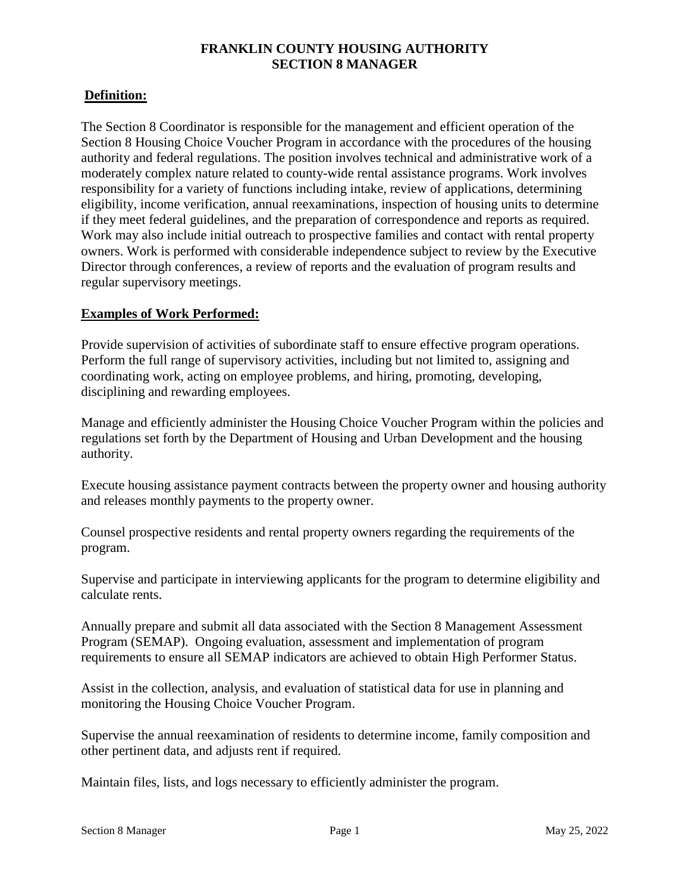# FRANKLIN COUNTY HOUSING AUTHORITY
# SECTION 8 MANAGER

## **Definition:**

The Section 8 Coordinator is responsible for the management and efficient operation of the Section 8 Housing Choice Voucher Program in accordance with the procedures of the housing authority and federal regulations. The position involves technical and administrative work of a moderately complex nature related to county-wide rental assistance programs. Work involves responsibility for a variety of functions including intake, review of applications, determining eligibility, income verification, annual reexaminations, inspection of housing units to determine if they meet federal guidelines, and the preparation of correspondence and reports as required. Work may also include initial outreach to prospective families and contact with rental property owners. Work is performed with considerable independence subject to review by the Executive Director through conferences, a review of reports and the evaluation of program results and regular supervisory meetings.

## **Examples of Work Performed:**

Provide supervision of activities of subordinate staff to ensure effective program operations. Perform the full range of supervisory activities, including but not limited to, assigning and coordinating work, acting on employee problems, and hiring, promoting, developing, disciplining and rewarding employees.

Manage and efficiently administer the Housing Choice Voucher Program within the policies and regulations set forth by the Department of Housing and Urban Development and the housing authority.

Execute housing assistance payment contracts between the property owner and housing authority and releases monthly payments to the property owner.

Counsel prospective residents and rental property owners regarding the requirements of the program.

Supervise and participate in interviewing applicants for the program to determine eligibility and calculate rents.

Annually prepare and submit all data associated with the Section 8 Management Assessment Program (SEMAP). Ongoing evaluation, assessment and implementation of program requirements to ensure all SEMAP indicators are achieved to obtain High Performer Status.

Assist in the collection, analysis, and evaluation of statistical data for use in planning and monitoring the Housing Choice Voucher Program.

Supervise the annual reexamination of residents to determine income, family composition and other pertinent data, and adjusts rent if required.

Maintain files, lists, and logs necessary to efficiently administer the program.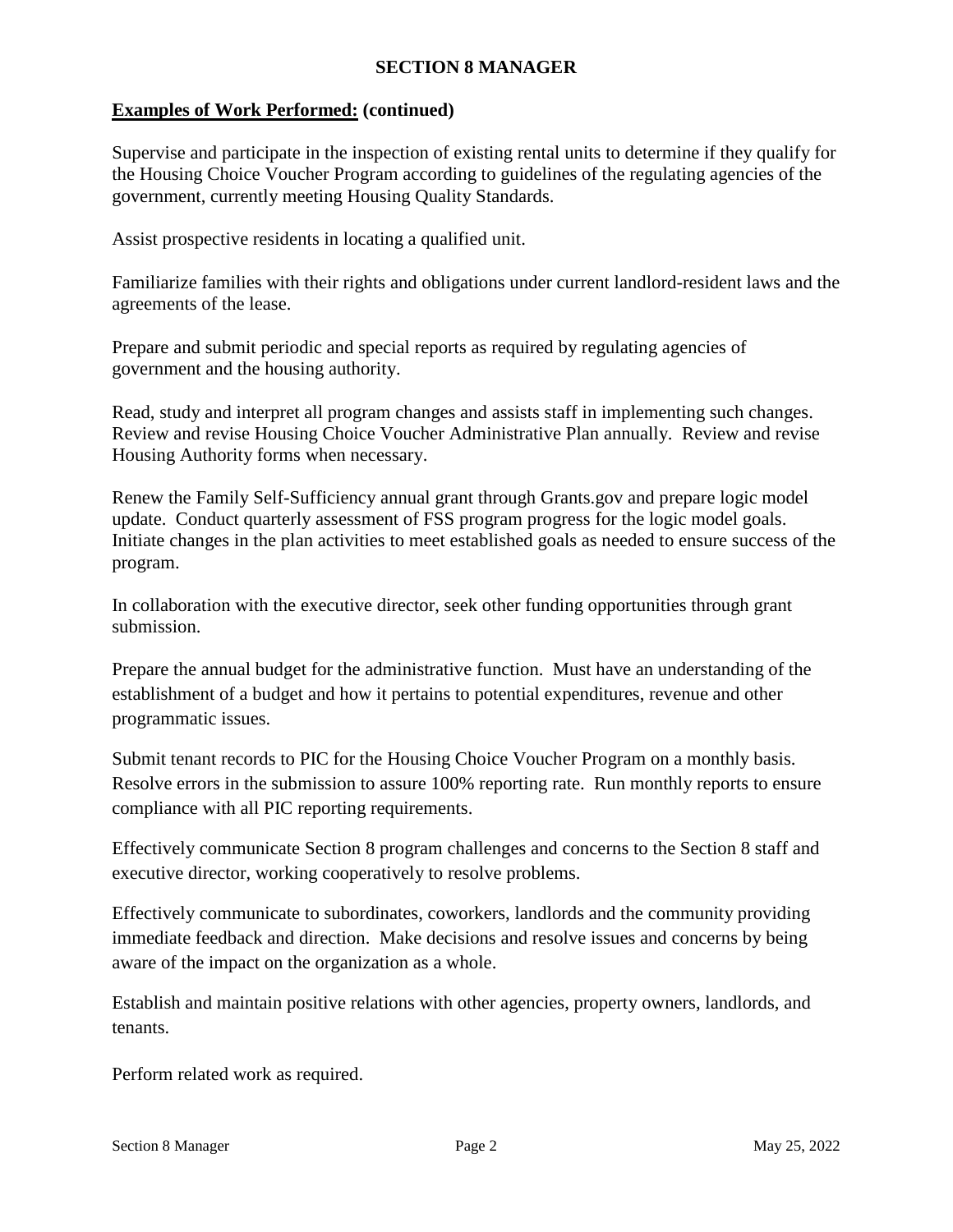# SECTION 8 MANAGER

**Examples of Work Performed: (continued)**

Supervise and participate in the inspection of existing rental units to determine if they qualify for the Housing Choice Voucher Program according to guidelines of the regulating agencies of the government, currently meeting Housing Quality Standards.

Assist prospective residents in locating a qualified unit.

Familiarize families with their rights and obligations under current landlord-resident laws and the agreements of the lease.

Prepare and submit periodic and special reports as required by regulating agencies of government and the housing authority.

Read, study and interpret all program changes and assists staff in implementing such changes. Review and revise Housing Choice Voucher Administrative Plan annually. Review and revise Housing Authority forms when necessary.

Renew the Family Self-Sufficiency annual grant through Grants.gov and prepare logic model update. Conduct quarterly assessment of FSS program progress for the logic model goals. Initiate changes in the plan activities to meet established goals as needed to ensure success of the program.

In collaboration with the executive director, seek other funding opportunities through grant submission.

Prepare the annual budget for the administrative function. Must have an understanding of the establishment of a budget and how it pertains to potential expenditures, revenue and other programmatic issues.

Submit tenant records to PIC for the Housing Choice Voucher Program on a monthly basis. Resolve errors in the submission to assure 100% reporting rate. Run monthly reports to ensure compliance with all PIC reporting requirements.

Effectively communicate Section 8 program challenges and concerns to the Section 8 staff and executive director, working cooperatively to resolve problems.

Effectively communicate to subordinates, coworkers, landlords and the community providing immediate feedback and direction. Make decisions and resolve issues and concerns by being aware of the impact on the organization as a whole.

Establish and maintain positive relations with other agencies, property owners, landlords, and tenants.

Perform related work as required.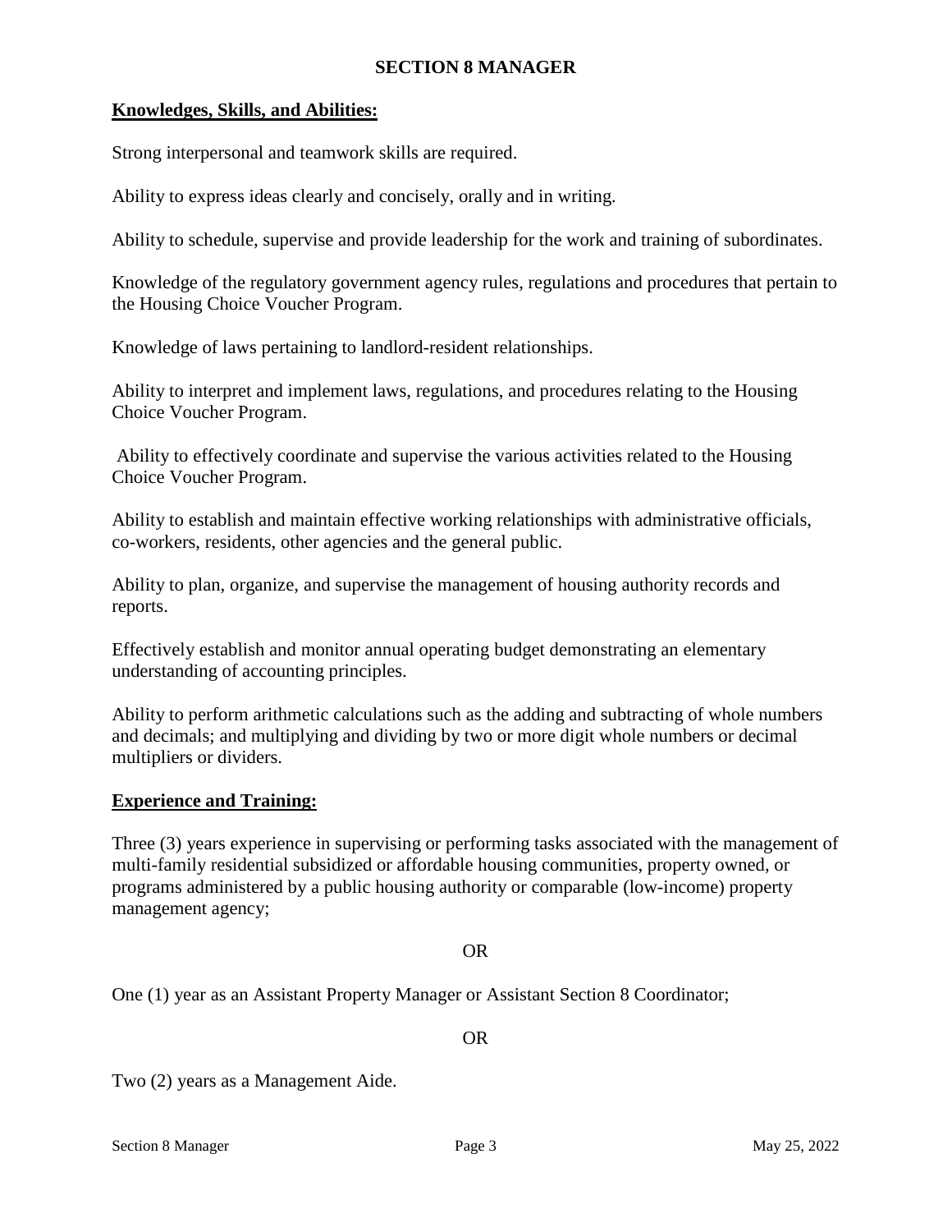**SECTION 8 MANAGER**

**Knowledges, Skills, and Abilities:**

Strong interpersonal and teamwork skills are required.

Ability to express ideas clearly and concisely, orally and in writing.

Ability to schedule, supervise and provide leadership for the work and training of subordinates.

Knowledge of the regulatory government agency rules, regulations and procedures that pertain to the Housing Choice Voucher Program.

Knowledge of laws pertaining to landlord-resident relationships.

Ability to interpret and implement laws, regulations, and procedures relating to the Housing Choice Voucher Program.

Ability to effectively coordinate and supervise the various activities related to the Housing Choice Voucher Program.

Ability to establish and maintain effective working relationships with administrative officials, co-workers, residents, other agencies and the general public.

Ability to plan, organize, and supervise the management of housing authority records and reports.

Effectively establish and monitor annual operating budget demonstrating an elementary understanding of accounting principles.

Ability to perform arithmetic calculations such as the adding and subtracting of whole numbers and decimals; and multiplying and dividing by two or more digit whole numbers or decimal multipliers or dividers.

**Experience and Training:**

Three (3) years experience in supervising or performing tasks associated with the management of multi-family residential subsidized or affordable housing communities, property owned, or programs administered by a public housing authority or comparable (low-income) property management agency;

OR

One (1) year as an Assistant Property Manager or Assistant Section 8 Coordinator;

OR

Two (2) years as a Management Aide.